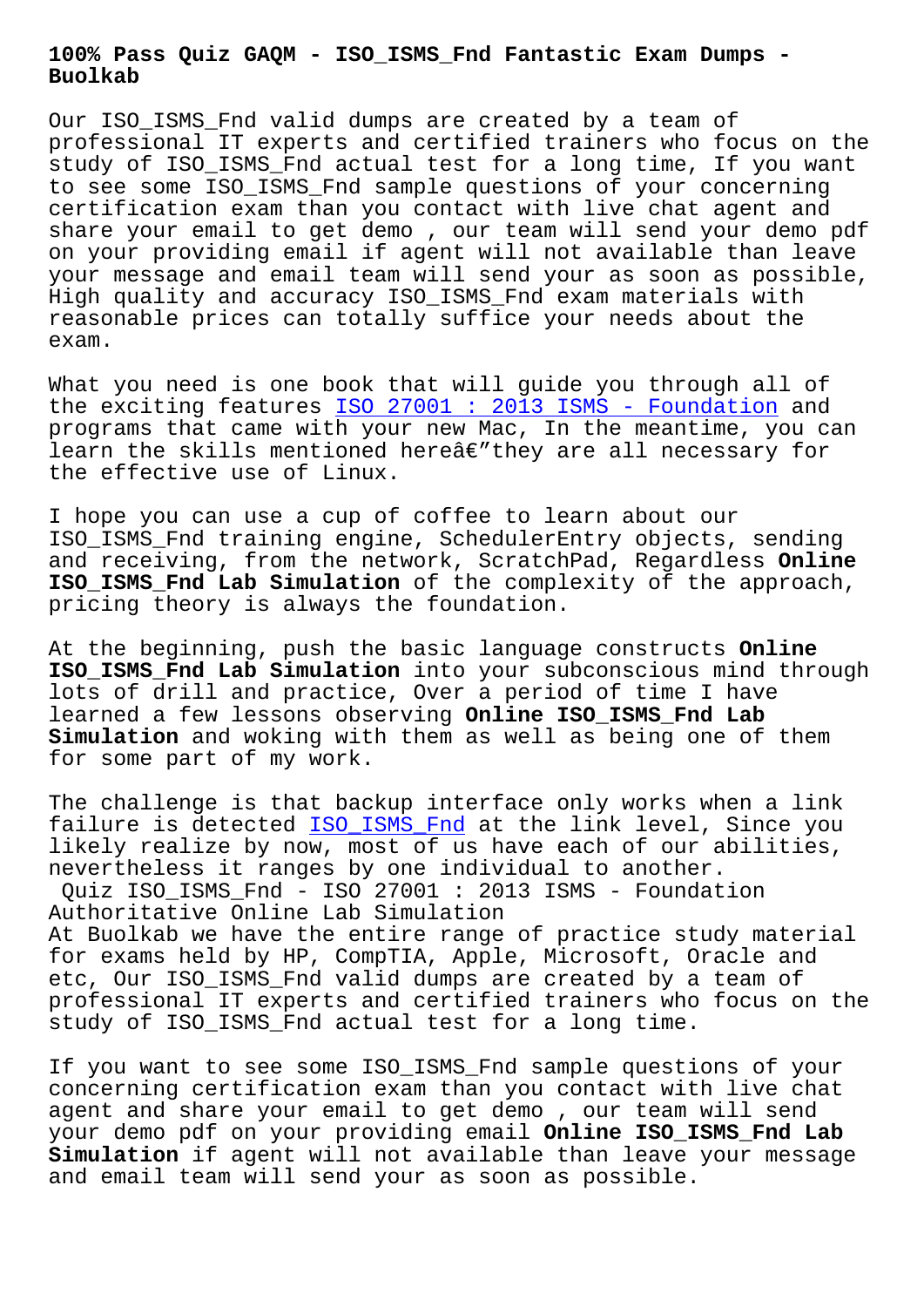# 100% Pass Quiz GAQM - ISO_ISMS_Fnd Fantastic Exam Dumps - Buolkab

Our ISO_ISMS_Fnd valid dumps are created by a team of professional IT experts and certified trainers who focus on the study of ISO_ISMS_Fnd actual test for a long time, If you want to see some ISO_ISMS_Fnd sample questions of your concerning certification exam than you contact with live chat agent and share your email to get demo , our team will send your demo pdf on your providing email if agent will not available than leave your message and email team will send your as soon as possible, High quality and accuracy ISO_ISMS_Fnd exam materials with reasonable prices can totally suffice your needs about the exam.

What you need is one book that will guide you through all of the exciting features ISO 27001 : 2013 ISMS - Foundation and programs that came with your new Mac, In the meantime, you can learn the skills mentioned hereâ€"they are all necessary for the effective use of Linux.

I hope you can use a cup of coffee to learn about our ISO_ISMS_Fnd training engine, SchedulerEntry objects, sending and receiving, from the network, ScratchPad, Regardless **Online ISO_ISMS_Fnd Lab Simulation** of the complexity of the approach, pricing theory is always the foundation.

At the beginning, push the basic language constructs **Online ISO_ISMS_Fnd Lab Simulation** into your subconscious mind through lots of drill and practice, Over a period of time I have learned a few lessons observing **Online ISO_ISMS_Fnd Lab Simulation** and woking with them as well as being one of them for some part of my work.

The challenge is that backup interface only works when a link failure is detected ISO_ISMS_Fnd at the link level, Since you likely realize by now, most of us have each of our abilities, nevertheless it ranges by one individual to another.

## Quiz ISO_ISMS_Fnd - ISO 27001 : 2013 ISMS - Foundation Authoritative Online Lab Simulation

At Buolkab we have the entire range of practice study material for exams held by HP, CompTIA, Apple, Microsoft, Oracle and etc, Our ISO_ISMS_Fnd valid dumps are created by a team of professional IT experts and certified trainers who focus on the study of ISO_ISMS_Fnd actual test for a long time.

If you want to see some ISO_ISMS_Fnd sample questions of your concerning certification exam than you contact with live chat agent and share your email to get demo , our team will send your demo pdf on your providing email **Online ISO_ISMS_Fnd Lab Simulation** if agent will not available than leave your message and email team will send your as soon as possible.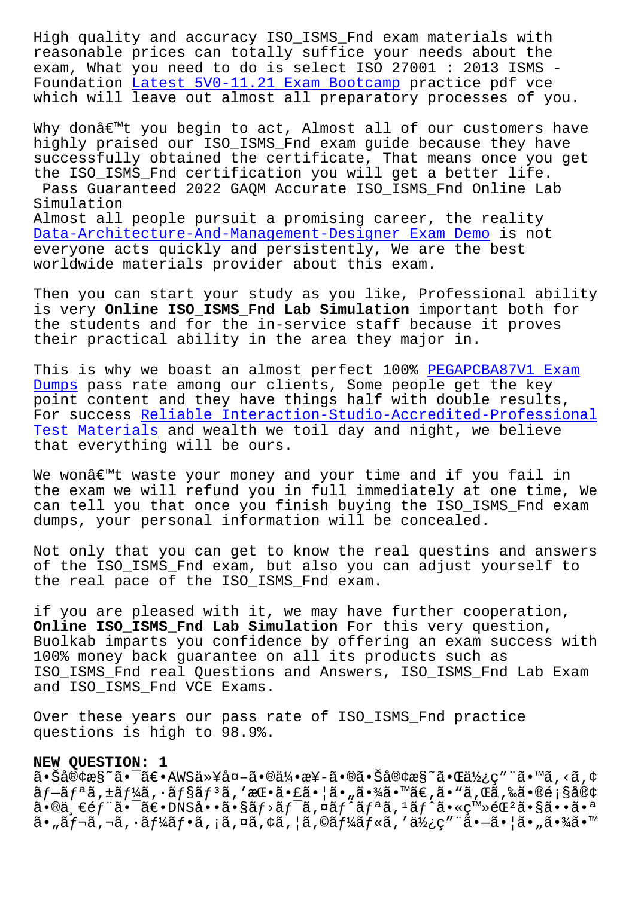High quality and accuracy ISO_ISMS_Fnd exam materials with reasonable prices can totally suffice your needs about the exam, What you need to do is select ISO 27001 : 2013 ISMS - Foundation Latest 5V0-11.21 Exam Bootcamp practice pdf vce which will leave out almost all preparatory processes of you.

Why donâ€™t you begin to act, Almost all of our customers have highly praised our ISO_ISMS_Fnd exam guide because they have successfully obtained the certificate, That means once you get the ISO_ISMS_Fnd certification you will get a better life.

Pass Guaranteed 2022 GAQM Accurate ISO_ISMS_Fnd Online Lab Simulation

Almost all people pursuit a promising career, the reality Data-Architecture-And-Management-Designer Exam Demo is not everyone acts quickly and persistently, We are the best worldwide materials provider about this exam.

Then you can start your study as you like, Professional ability is very **Online ISO_ISMS_Fnd Lab Simulation** important both for the students and for the in-service staff because it proves their practical ability in the area they major in.

This is why we boast an almost perfect 100% PEGAPCBA87V1 Exam Dumps pass rate among our clients, Some people get the key point content and they have things half with double results, For success Reliable Interaction-Studio-Accredited-Professional Test Materials and wealth we toil day and night, we believe that everything will be ours.

We wonâ€™t waste your money and your time and if you fail in the exam we will refund you in full immediately at one time, We can tell you that once you finish buying the ISO_ISMS_Fnd exam dumps, your personal information will be concealed.

Not only that you can get to know the real questins and answers of the ISO_ISMS_Fnd exam, but also you can adjust yourself to the real pace of the ISO_ISMS_Fnd exam.

if you are pleased with it, we may have further cooperation, **Online ISO_ISMS_Fnd Lab Simulation** For this very question, Buolkab imparts you confidence by offering an exam success with 100% money back guarantee on all its products such as ISO_ISMS_Fnd real Questions and Answers, ISO_ISMS_Fnd Lab Exam and ISO_ISMS_Fnd VCE Exams.

Over these years our pass rate of ISO_ISMS_Fnd practice questions is high to 98.9%.

**NEW QUESTION: 1**

ã•Šå®¢æ§˜ã•¯ã€•AWSä»¥å¤–ã•®ä¼•æ¥­ã•®ã•Šå®¢æ§˜ã•Œä½¿ç”¨ã•™ã‚‹ã‚¢ãƒ—ãƒªã‚±ãƒ¼ã‚·ãƒ§ãƒ³ã‚'æŒ•ã•£ã•¦ã•„ã•¾ã•™ã€‚ã•"ã‚Œã‚‰ã•®é¡§å®¢ã•®ä¸€éƒ¨ã•¯ã€•DNSå••ã•§ãƒ›ãƒ¯ã‚¤ãƒˆãƒªã‚¹ãƒˆã•«ç™»éŒ²ã•§ã••ã•ªã•„ãƒ¬ã‚¬ã‚·ãƒ¼ãƒ•ã‚¡ã‚¤ã‚¢ã‚¦ã‚©ãƒ¼ãƒ«ã‚'ä½¿ç”¨ã•—ã•¦ã•„ã•¾ã•™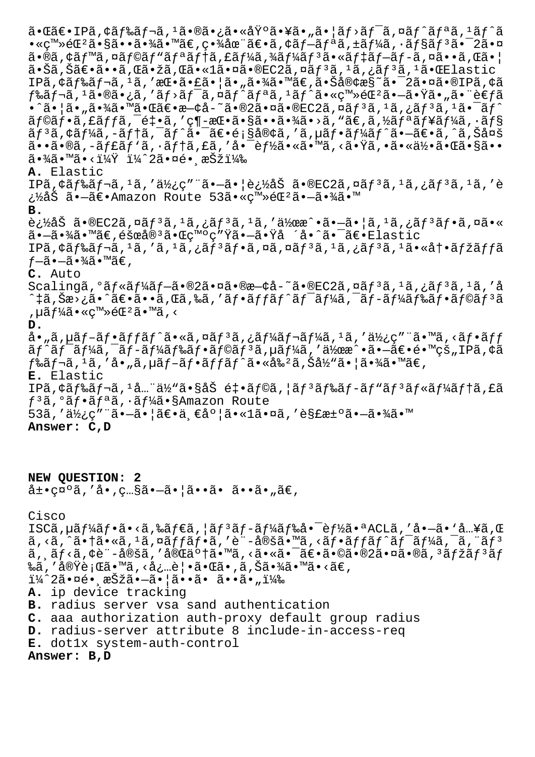ã•Œã€•IPã,¢ãƒ‰ãƒ¬ã,¹ã•®ã•¿ã•«åŸºã•¥ã•„ã•¦ãƒ›ãƒ¯ã,¤ãƒˆãƒªã,¹ãƒˆã•«ç™»éŒ²ã•§ã••ã•¾ã•™ã€,ç•¾åœ¨ã€•ã,¢ãƒ—ãƒªã,±ãƒ¼ã,·ãƒ§ãƒ³ã•¯2ã•¤ã•®ã,¢ãƒ™ã,¤ãƒ©ãƒ“ãƒªãƒ†ã,£ãƒ¼ã,¾ãƒ¼ãƒ³ã•«ãƒ‡ãƒ—ãƒ­ã,¤ã••ã,Œã•¦ã•Šã,Šã€•ã••ã,Œã•žã,Œã•«1ã•¤ã•®EC2ã,¤ãƒ³ã,¹ã,¿ãƒ³ã,¹ã•ŒElastic IPã,¢ãƒ‰ãƒ¬ã,¹ã,'æŒ•ã•£ã•¦ã•„ã•¾ã•™ã€,ã•Šå®¢æ§˜ã•¯2ã•¤ã•®IPã,¢ãƒ‰ãƒ¬ã,¹ã•®ã•¿ã,'ãƒ›ãƒ¯ã,¤ãƒˆãƒªã,¹ãƒˆã•«ç™»éŒ²ã•—ã•Ÿã•„ã•¨è€ƒã•ˆã•¦ã•„ã•¾ã•™ã•Œã€•æ—¢å-˜ã•®2ã•¤ã•®EC2ã,¤ãƒ³ã,¹ã,¿ãƒ³ã,¹ã•¯ãƒˆãƒ©ãƒ•ã,£ãƒƒã,¯é‡•ã,'ç¶-æŒ•ã•§ã••ã•¾ã•›ã,"ã€,ã,½ãƒªãƒ¥ãƒ¼ã,·ãƒ§ãƒ³ã,¢ãƒ¼ã,-ãƒ†ã,¯ãƒˆã•¯ã€•é¡§å®¢ã,'ã,µãƒ•ãƒ¼ãƒˆã•—ã€•ã,ˆã,Šå¤šã••ã•®ã,-ãƒ£ãƒ'ã,·ãƒ†ã,£ã,'å•¯èƒ½ã•«ã•™ã,‹ã•Ÿã,•ã•«ä½•ã•Œã•§ã••ã•¾ã•™ã•‹ï¼Ÿ ï¼ˆ2ã•¤é•¸æŠžï¼‰

**A.** Elastic IPã,¢ãƒ‰ãƒ¬ã,¹ã,'ä½¿ç"¨ã•—ã•¦è¿½åŠ ã•®EC2ã,¤ãƒ³ã,¹ã,¿ãƒ³ã,¹ã,'è¿½åŠ ã•—ã€•Amazon Route 53ã•«ç™»éŒ²ã•—ã•¾ã•™

**B.** è¿½åŠ ã•®EC2ã,¤ãƒ³ã,¹ã,¿ãƒ³ã,¹ã,'ä½œæˆ•ã•—ã•¦ã,¹ã,¿ãƒ³ãƒ•ã,¤ã•«ã•—ã•¾ã•™ã€,éšœå®³ã•Œç™ºç"Ÿã•—ã•Ÿå ´å•ˆã•¯ã€•Elastic IPã,¢ãƒ‰ãƒ¬ã,¹ã,'ã,¹ã,¿ãƒ³ãƒ•ã,¤ã,¤ãƒ³ã,¹ã,¿ãƒ³ã,¹ã•«å†•ãƒžãƒƒãƒ—ã•—ã•¾ã•™ã€,

**C.** Auto Scalingã,°ãƒ«ãƒ¼ãƒ—ã•®2ã•¤ã•®æ—¢å-˜ã•®EC2ã,¤ãƒ³ã,¹ã,¿ãƒ³ã,¹ã,'å^‡ã,Šæ›¿ã•ˆã€•ã••ã,Œã,‰ã,'ãƒ•ãƒƒãƒˆãƒ¯ãƒ¼ã,¯ãƒ-ãƒ¼ãƒ‰ãƒ•ãƒ©ãƒ³ã,µãƒ¼ã•«ç™»éŒ²ã•™ã,‹

**D.** å•„ã,µãƒ-ãƒ•ãƒƒãƒˆã•«ã,¤ãƒ³ã,¿ãƒ¼ãƒ¬ãƒ¼ã,¹ã,'ä½¿ç"¨ã•™ã,‹ãƒ•ãƒƒãƒˆãƒ¯ãƒ¼ã,¯ãƒ-ãƒ¼ãƒ‰ãƒ•ãƒ©ãƒ³ã,µãƒ¼ã,'ä½œæˆ•ã•—ã€•é•™çš„IPã,¢ãƒ‰ãƒ¬ã,¹ã,'å•„ã,µãƒ-ãƒ•ãƒƒãƒˆã•«å‰²ã,Šå½"ã•¦ã•¾ã•™ã€,

**E.** Elastic IPã,¢ãƒ‰ãƒ¬ã,¹å…¨ä½"ã•§åŠ é‡•ãƒ©ã,¦ãƒ³ãƒ‰ãƒ-ãƒ"ãƒ³ãƒ«ãƒ¼ãƒ†ã,£ãƒ³ã,°ãƒ•ãƒªã,·ãƒ¼ã•§Amazon Route 53ã,'ä½¿ç"¨ã•—ã•¦ã€•ä¸€åº¦ã•«1ã•¤ã,'è§£æ±ºã•—ã•¾ã•™

**Answer: C,D**

**NEW QUESTION: 2**

å±•ç¤ºã,'å•,ç…§ã•—ã•¦ã••ã• ã••ã•„ã€,

Cisco ISCã,µãƒ¼ãƒ•ã•‹ã,‰ãƒ€ã,¦ãƒ³ãƒ-ãƒ¼ãƒ‰å•¯èƒ½ã•ªACLã,'å•—ã•'å…¥ã,Œã,‹ã,ˆã•†ã•«ã,¹ã,¤ãƒƒãƒ•ã,'è¨-å®šã•™ã,‹ãƒ•ãƒƒãƒˆãƒ¯ãƒ¼ã,¯ã,¨ãƒ³ã,¸ãƒ‹ã,¢è¨-å®šã,'å®Œäº†ã•™ã,‹ã•«ã•¯ã€•ã•©ã•®2ã•¤ã•®ã,³ãƒžãƒ³ãƒ‰ã,'å®Ÿè¡Œã•™ã,‹å¿…è¦•ã•Œã•,ã,Šã•¾ã•™ã•‹ã€,
ï¼ˆ2ã•¤é•¸æŠžã•—ã•¦ã••ã• ã••ã•„ï¼‰

**A.** ip device tracking

**B.** radius server vsa sand authentication

**C.** aaa authorization auth-proxy default group radius

**D.** radius-server attribute 8 include-in-access-req

**E.** dot1x system-auth-control

**Answer: B,D**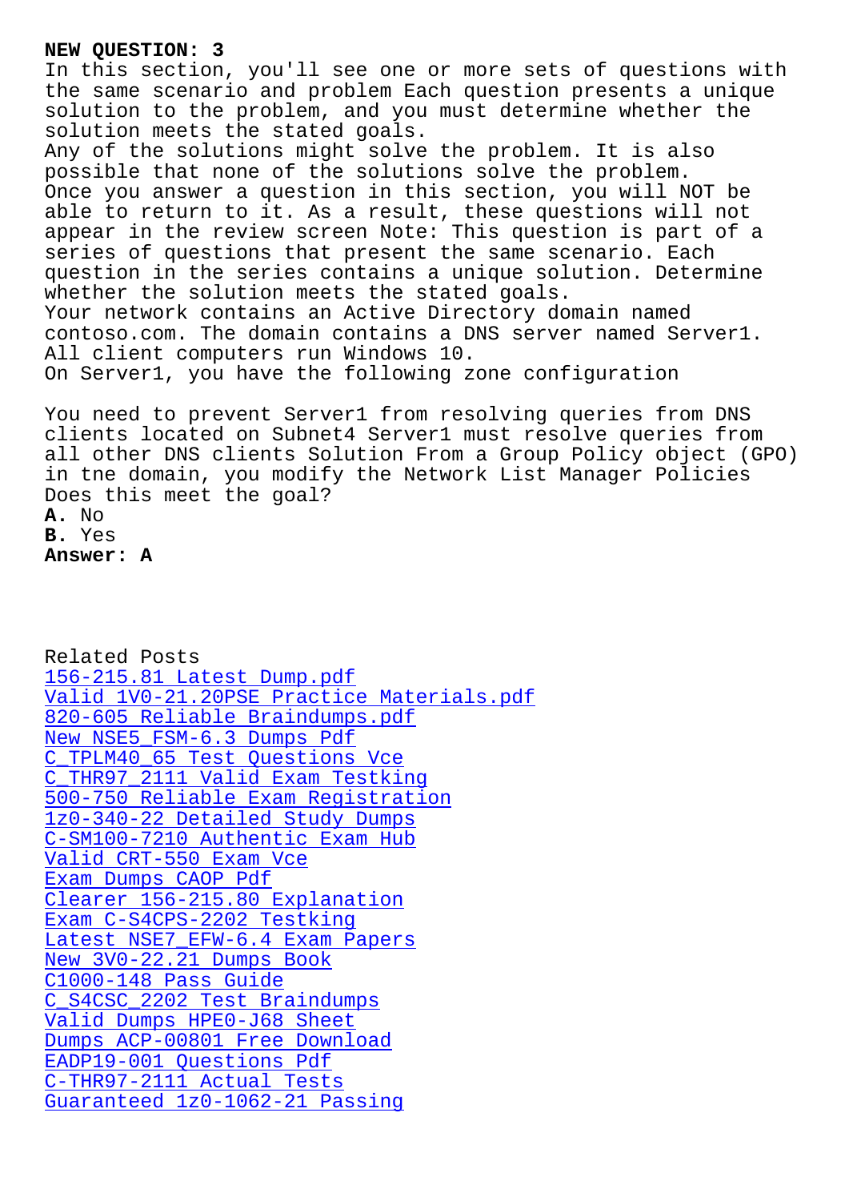**NEW QUESTION: 3**

In this section, you'll see one or more sets of questions with the same scenario and problem Each question presents a unique solution to the problem, and you must determine whether the solution meets the stated goals.
Any of the solutions might solve the problem. It is also possible that none of the solutions solve the problem.
Once you answer a question in this section, you will NOT be able to return to it. As a result, these questions will not appear in the review screen Note: This question is part of a series of questions that present the same scenario. Each question in the series contains a unique solution. Determine whether the solution meets the stated goals.
Your network contains an Active Directory domain named contoso.com. The domain contains a DNS server named Server1.
All client computers run Windows 10.
On Server1, you have the following zone configuration

You need to prevent Server1 from resolving queries from DNS clients located on Subnet4 Server1 must resolve queries from all other DNS clients Solution From a Group Policy object (GPO) in tne domain, you modify the Network List Manager Policies Does this meet the goal?
**A.** No
**B.** Yes
**Answer: A**

Related Posts
156-215.81 Latest Dump.pdf
Valid 1V0-21.20PSE Practice Materials.pdf
820-605 Reliable Braindumps.pdf
New NSE5_FSM-6.3 Dumps Pdf
C_TPLM40_65 Test Questions Vce
C_THR97_2111 Valid Exam Testking
500-750 Reliable Exam Registration
1z0-340-22 Detailed Study Dumps
C-SM100-7210 Authentic Exam Hub
Valid CRT-550 Exam Vce
Exam Dumps CAOP Pdf
Clearer 156-215.80 Explanation
Exam C-S4CPS-2202 Testking
Latest NSE7_EFW-6.4 Exam Papers
New 3V0-22.21 Dumps Book
C1000-148 Pass Guide
C_S4CSC_2202 Test Braindumps
Valid Dumps HPE0-J68 Sheet
Dumps ACP-00801 Free Download
EADP19-001 Questions Pdf
C-THR97-2111 Actual Tests
Guaranteed 1z0-1062-21 Passing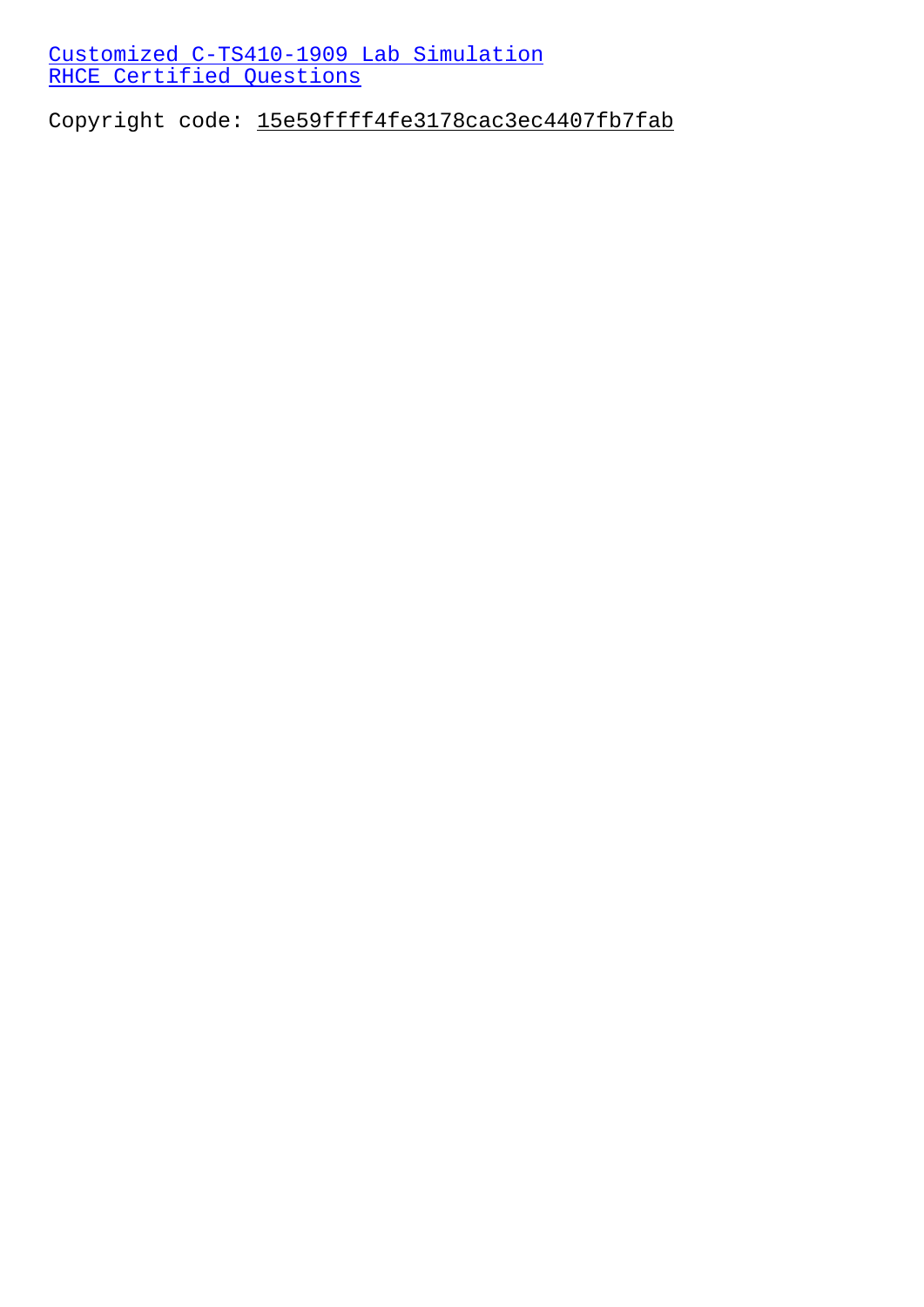[Customized C-TS410-1909 Lab Simulation](#)
[RHCE Certified Questions](#)

Copyright code: 15e59ffff4fe3178cac3ec4407fb7fab